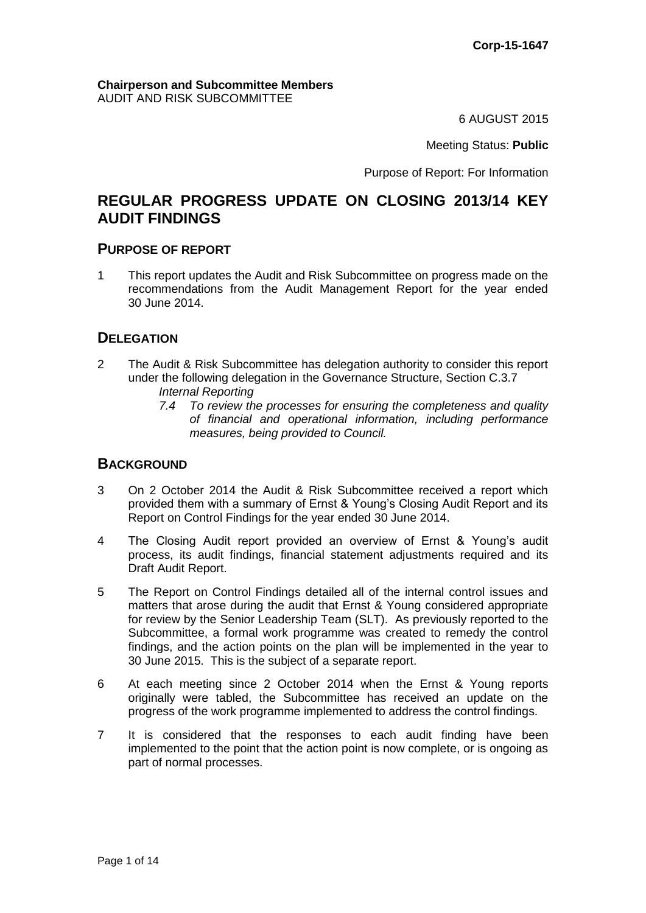Corp-15-1647

**Chairperson and Subcommittee Members**
AUDIT AND RISK SUBCOMMITTEE

6 AUGUST 2015

Meeting Status: **Public**

Purpose of Report: For Information

# REGULAR PROGRESS UPDATE ON CLOSING 2013/14 KEY AUDIT FINDINGS

## PURPOSE OF REPORT

1 This report updates the Audit and Risk Subcommittee on progress made on the recommendations from the Audit Management Report for the year ended 30 June 2014.

## DELEGATION

2 The Audit & Risk Subcommittee has delegation authority to consider this report under the following delegation in the Governance Structure, Section C.3.7

*Internal Reporting*

*7.4 To review the processes for ensuring the completeness and quality of financial and operational information, including performance measures, being provided to Council.*

## BACKGROUND

3 On 2 October 2014 the Audit & Risk Subcommittee received a report which provided them with a summary of Ernst & Young's Closing Audit Report and its Report on Control Findings for the year ended 30 June 2014.

4 The Closing Audit report provided an overview of Ernst & Young's audit process, its audit findings, financial statement adjustments required and its Draft Audit Report.

5 The Report on Control Findings detailed all of the internal control issues and matters that arose during the audit that Ernst & Young considered appropriate for review by the Senior Leadership Team (SLT). As previously reported to the Subcommittee, a formal work programme was created to remedy the control findings, and the action points on the plan will be implemented in the year to 30 June 2015. This is the subject of a separate report.

6 At each meeting since 2 October 2014 when the Ernst & Young reports originally were tabled, the Subcommittee has received an update on the progress of the work programme implemented to address the control findings.

7 It is considered that the responses to each audit finding have been implemented to the point that the action point is now complete, or is ongoing as part of normal processes.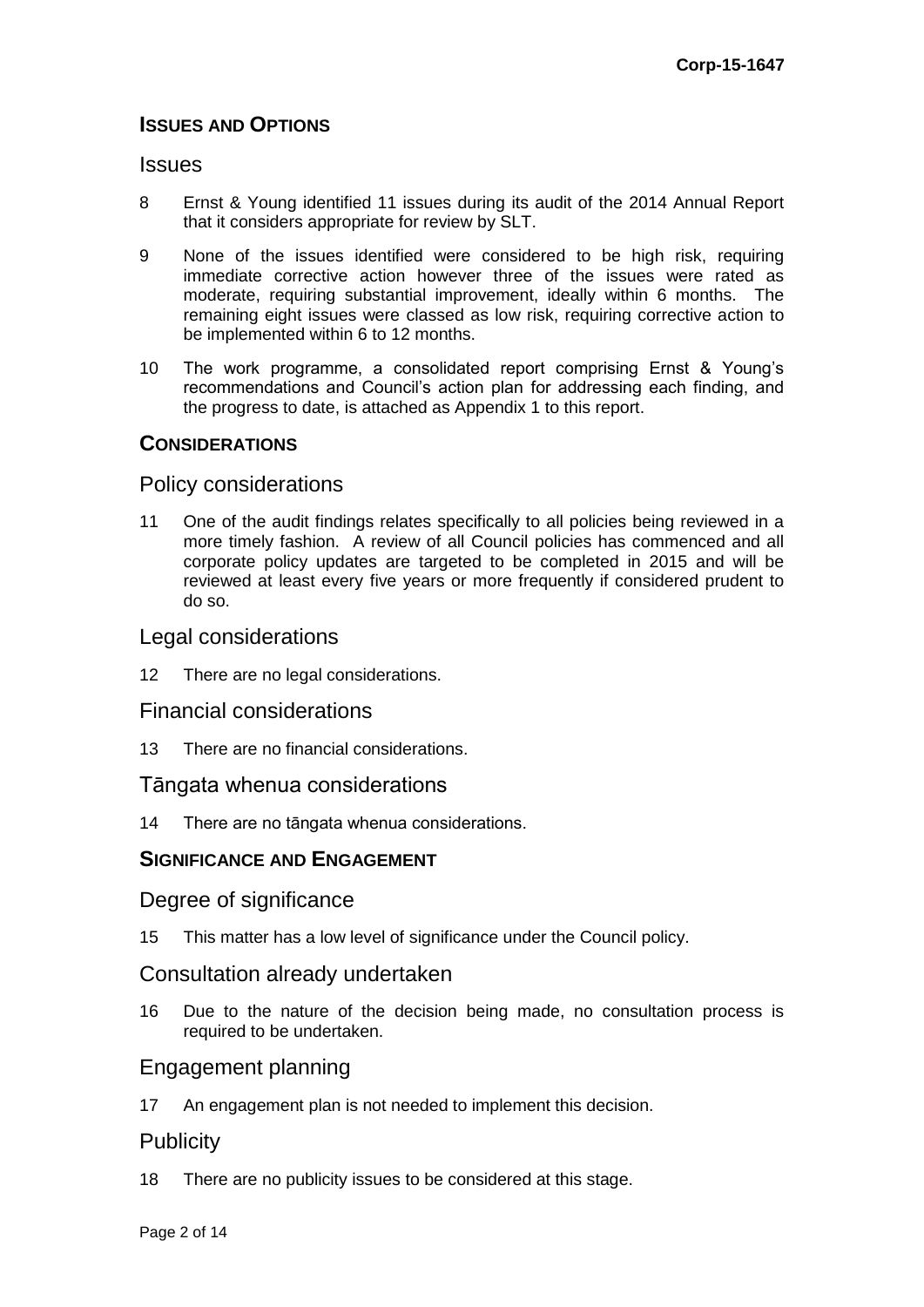## ISSUES AND OPTIONS

### Issues

8 Ernst & Young identified 11 issues during its audit of the 2014 Annual Report that it considers appropriate for review by SLT.

9 None of the issues identified were considered to be high risk, requiring immediate corrective action however three of the issues were rated as moderate, requiring substantial improvement, ideally within 6 months. The remaining eight issues were classed as low risk, requiring corrective action to be implemented within 6 to 12 months.

10 The work programme, a consolidated report comprising Ernst & Young's recommendations and Council's action plan for addressing each finding, and the progress to date, is attached as Appendix 1 to this report.

## CONSIDERATIONS

### Policy considerations

11 One of the audit findings relates specifically to all policies being reviewed in a more timely fashion. A review of all Council policies has commenced and all corporate policy updates are targeted to be completed in 2015 and will be reviewed at least every five years or more frequently if considered prudent to do so.

### Legal considerations

12 There are no legal considerations.

### Financial considerations

13 There are no financial considerations.

### Tāngata whenua considerations

14 There are no tāngata whenua considerations.

## SIGNIFICANCE AND ENGAGEMENT

### Degree of significance

15 This matter has a low level of significance under the Council policy.

### Consultation already undertaken

16 Due to the nature of the decision being made, no consultation process is required to be undertaken.

### Engagement planning

17 An engagement plan is not needed to implement this decision.

### Publicity

18 There are no publicity issues to be considered at this stage.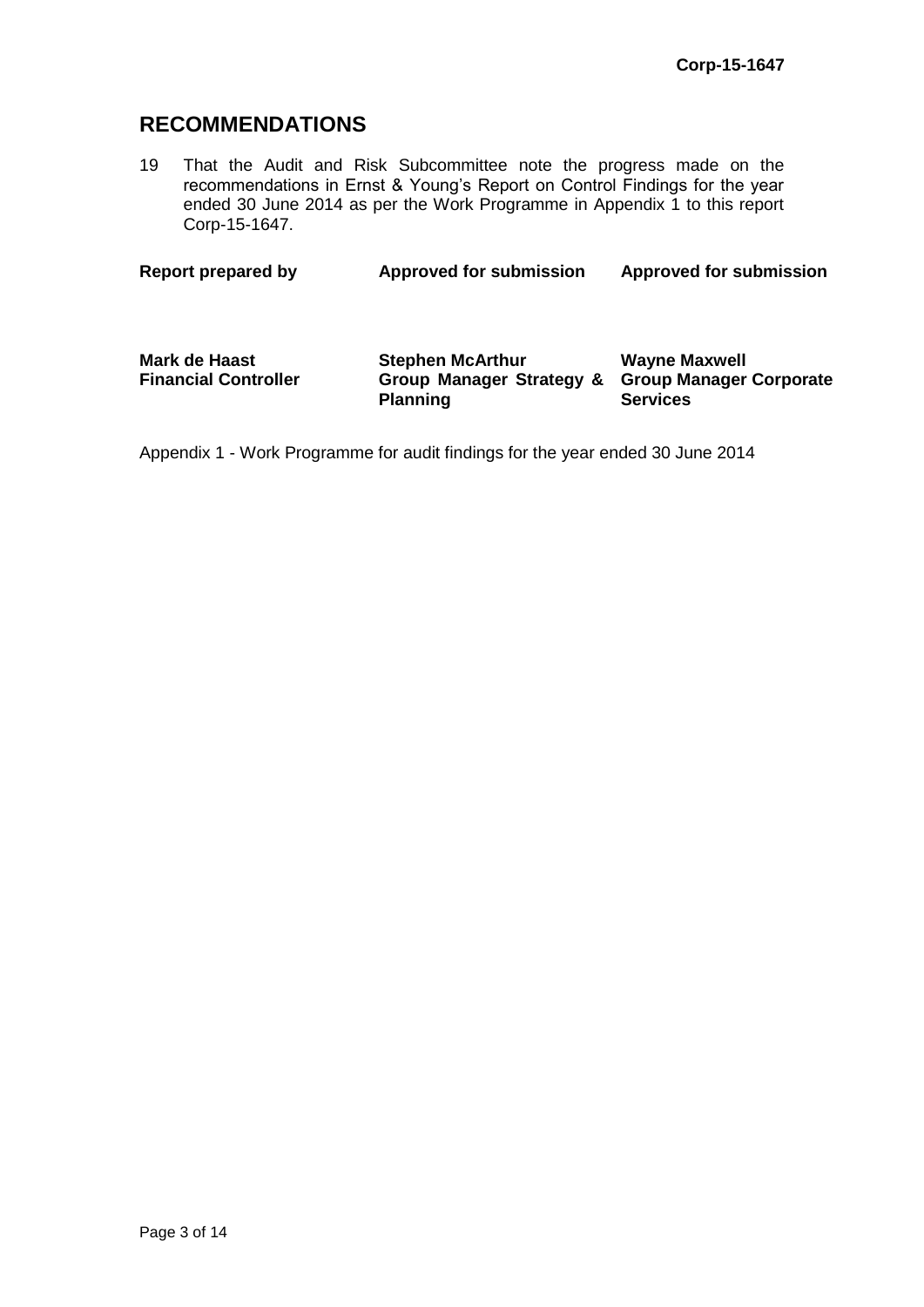## RECOMMENDATIONS

19 That the Audit and Risk Subcommittee note the progress made on the recommendations in Ernst & Young's Report on Control Findings for the year ended 30 June 2014 as per the Work Programme in Appendix 1 to this report Corp-15-1647.

| **Report prepared by** | **Approved for submission** | **Approved for submission** |
|---|---|---|
| **Mark de Haast** | **Stephen McArthur** | **Wayne Maxwell** |
| **Financial Controller** | **Group Manager Strategy & Planning** | **Group Manager Corporate Services** |

Appendix 1 - Work Programme for audit findings for the year ended 30 June 2014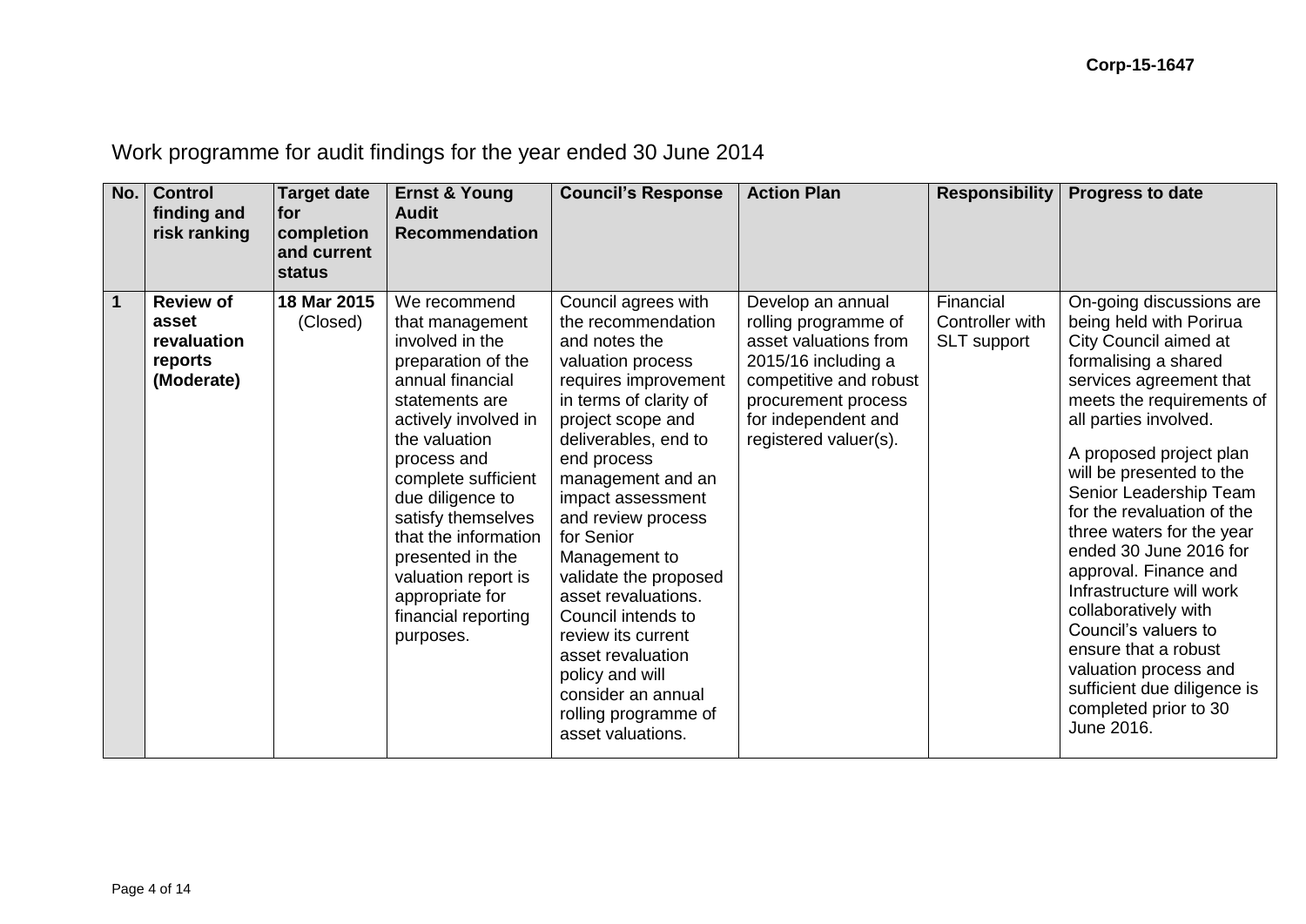Work programme for audit findings for the year ended 30 June 2014

| No. | Control finding and risk ranking | Target date for completion and current status | Ernst & Young Audit Recommendation | Council's Response | Action Plan | Responsibility | Progress to date |
|---|---|---|---|---|---|---|---|
| **1** | **Review of asset revaluation reports (Moderate)** | **18 Mar 2015** (Closed) | We recommend that management involved in the preparation of the annual financial statements are actively involved in the valuation process and complete sufficient due diligence to satisfy themselves that the information presented in the valuation report is appropriate for financial reporting purposes. | Council agrees with the recommendation and notes the valuation process requires improvement in terms of clarity of project scope and deliverables, end to end process management and an impact assessment and review process for Senior Management to validate the proposed asset revaluations. Council intends to review its current asset revaluation policy and will consider an annual rolling programme of asset valuations. | Develop an annual rolling programme of asset valuations from 2015/16 including a competitive and robust procurement process for independent and registered valuer(s). | Financial Controller with SLT support | On-going discussions are being held with Porirua City Council aimed at formalising a shared services agreement that meets the requirements of all parties involved.<br><br>A proposed project plan will be presented to the Senior Leadership Team for the revaluation of the three waters for the year ended 30 June 2016 for approval. Finance and Infrastructure will work collaboratively with Council's valuers to ensure that a robust valuation process and sufficient due diligence is completed prior to 30 June 2016. |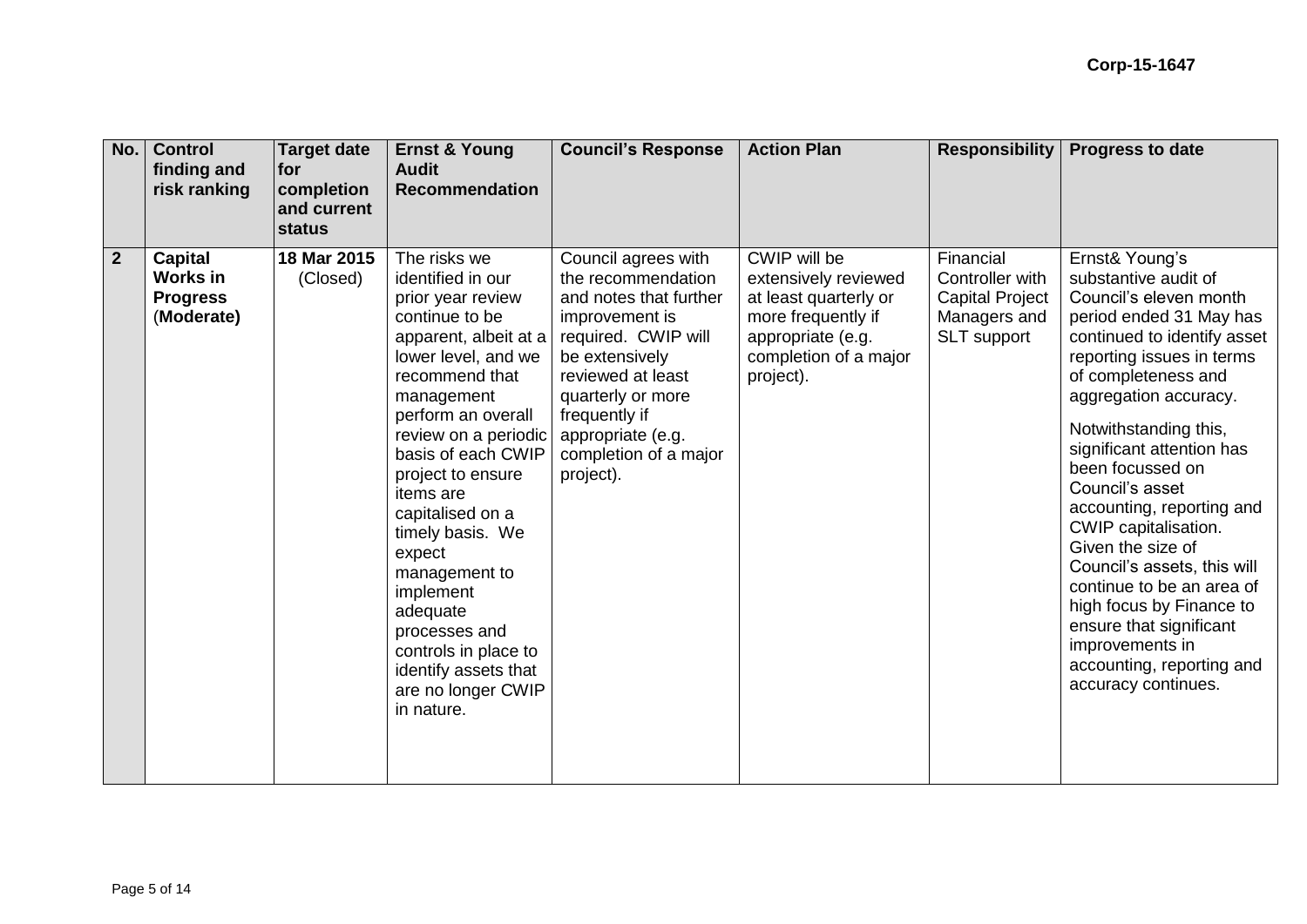| No. | Control finding and risk ranking | Target date for completion and current status | Ernst & Young Audit Recommendation | Council's Response | Action Plan | Responsibility | Progress to date |
|---|---|---|---|---|---|---|---|
| **2** | **Capital Works in Progress** (**Moderate**) | **18 Mar 2015** (Closed) | The risks we identified in our prior year review continue to be apparent, albeit at a lower level, and we recommend that management perform an overall review on a periodic basis of each CWIP project to ensure items are capitalised on a timely basis. We expect management to implement adequate processes and controls in place to identify assets that are no longer CWIP in nature. | Council agrees with the recommendation and notes that further improvement is required. CWIP will be extensively reviewed at least quarterly or more frequently if appropriate (e.g. completion of a major project). | CWIP will be extensively reviewed at least quarterly or more frequently if appropriate (e.g. completion of a major project). | Financial Controller with Capital Project Managers and SLT support | Ernst& Young's substantive audit of Council's eleven month period ended 31 May has continued to identify asset reporting issues in terms of completeness and aggregation accuracy.<br><br>Notwithstanding this, significant attention has been focussed on Council's asset accounting, reporting and CWIP capitalisation. Given the size of Council's assets, this will continue to be an area of high focus by Finance to ensure that significant improvements in accounting, reporting and accuracy continues. |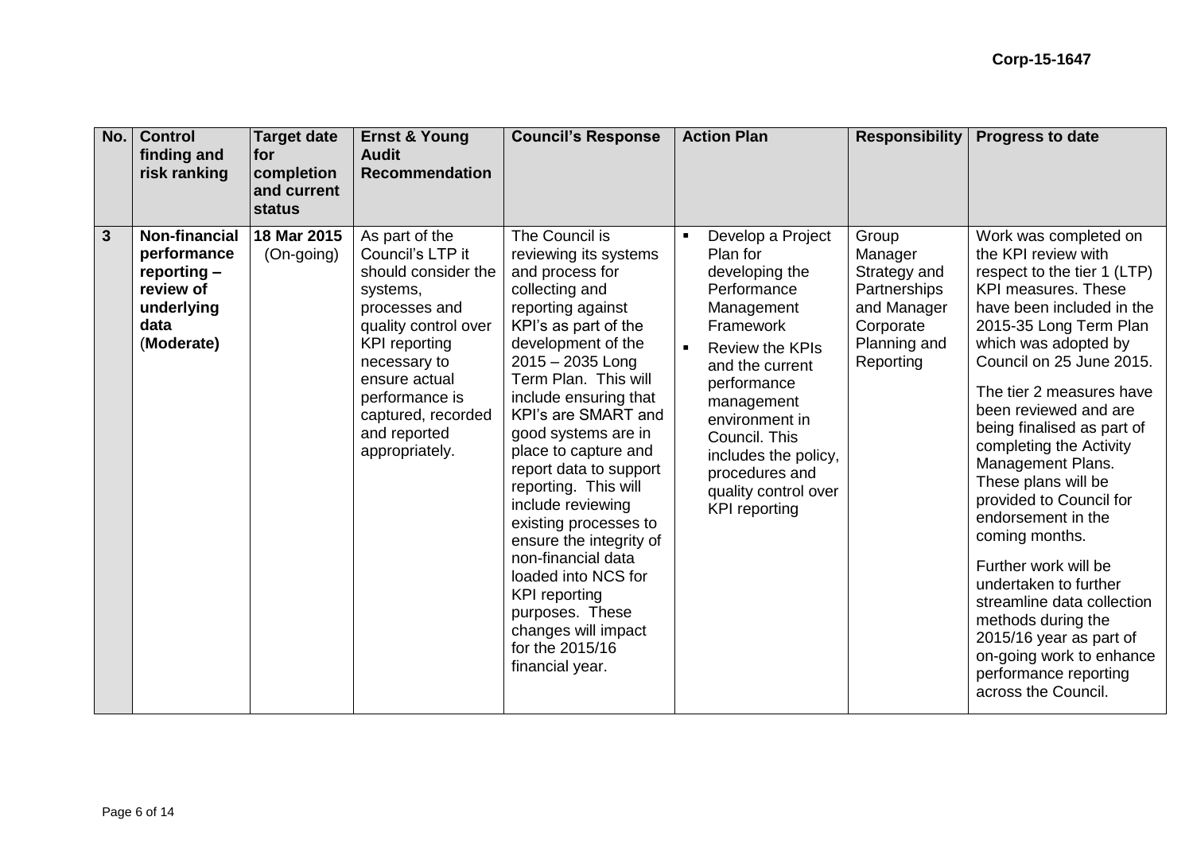Corp-15-1647

| No. | Control finding and risk ranking | Target date for completion and current status | Ernst & Young Audit Recommendation | Council's Response | Action Plan | Responsibility | Progress to date |
|---|---|---|---|---|---|---|---|
| **3** | **Non-financial performance reporting – review of underlying data** (**Moderate**) | **18 Mar 2015** (On-going) | As part of the Council's LTP it should consider the systems, processes and quality control over KPI reporting necessary to ensure actual performance is captured, recorded and reported appropriately. | The Council is reviewing its systems and process for collecting and reporting against KPI's as part of the development of the 2015 – 2035 Long Term Plan. This will include ensuring that KPI's are SMART and good systems are in place to capture and report data to support reporting. This will include reviewing existing processes to ensure the integrity of non-financial data loaded into NCS for KPI reporting purposes. These changes will impact for the 2015/16 financial year. | ▪ Develop a Project Plan for developing the Performance Management Framework<br>▪ Review the KPIs and the current performance management environment in Council. This includes the policy, procedures and quality control over KPI reporting | Group Manager Strategy and Partnerships and Manager Corporate Planning and Reporting | Work was completed on the KPI review with respect to the tier 1 (LTP) KPI measures. These have been included in the 2015-35 Long Term Plan which was adopted by Council on 25 June 2015.<br><br>The tier 2 measures have been reviewed and are being finalised as part of completing the Activity Management Plans. These plans will be provided to Council for endorsement in the coming months.<br><br>Further work will be undertaken to further streamline data collection methods during the 2015/16 year as part of on-going work to enhance performance reporting across the Council. |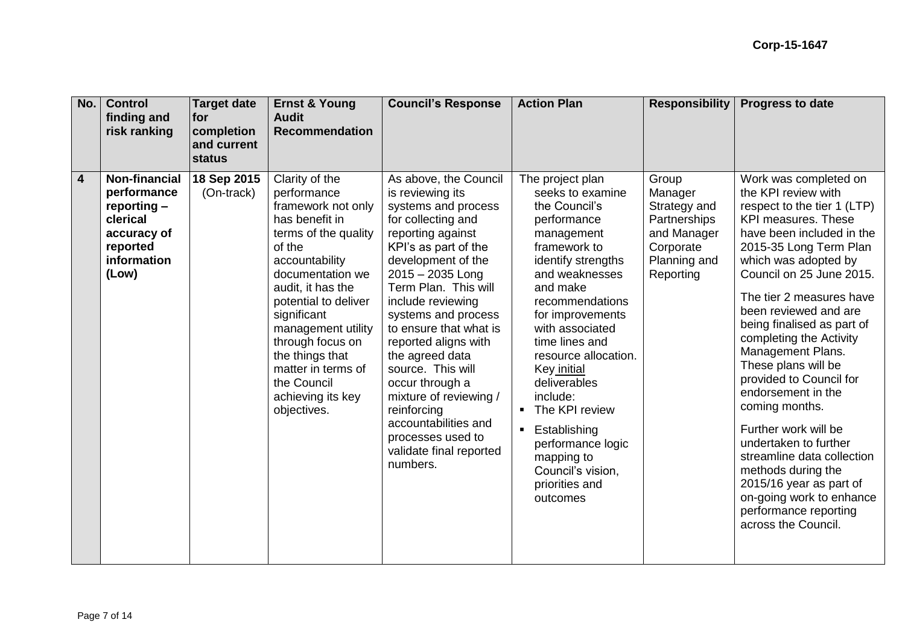Corp-15-1647

| No. | Control finding and risk ranking | Target date for completion and current status | Ernst & Young Audit Recommendation | Council's Response | Action Plan | Responsibility | Progress to date |
|---|---|---|---|---|---|---|---|
| **4** | **Non-financial performance reporting – clerical accuracy of reported information (Low)** | **18 Sep 2015** (On-track) | Clarity of the performance framework not only has benefit in terms of the quality of the accountability documentation we audit, it has the potential to deliver significant management utility through focus on the things that matter in terms of the Council achieving its key objectives. | As above, the Council is reviewing its systems and process for collecting and reporting against KPI's as part of the development of the 2015 – 2035 Long Term Plan. This will include reviewing systems and process to ensure that what is reported aligns with the agreed data source. This will occur through a mixture of reviewing / reinforcing accountabilities and processes used to validate final reported numbers. | The project plan seeks to examine the Council's performance management framework to identify strengths and weaknesses and make recommendations for improvements with associated time lines and resource allocation. Key initial deliverables include: <br>▪ The KPI review<br>▪ Establishing performance logic mapping to Council's vision, priorities and outcomes | Group Manager Strategy and Partnerships and Manager Corporate Planning and Reporting | Work was completed on the KPI review with respect to the tier 1 (LTP) KPI measures. These have been included in the 2015-35 Long Term Plan which was adopted by Council on 25 June 2015.<br><br>The tier 2 measures have been reviewed and are being finalised as part of completing the Activity Management Plans. These plans will be provided to Council for endorsement in the coming months.<br><br>Further work will be undertaken to further streamline data collection methods during the 2015/16 year as part of on-going work to enhance performance reporting across the Council. |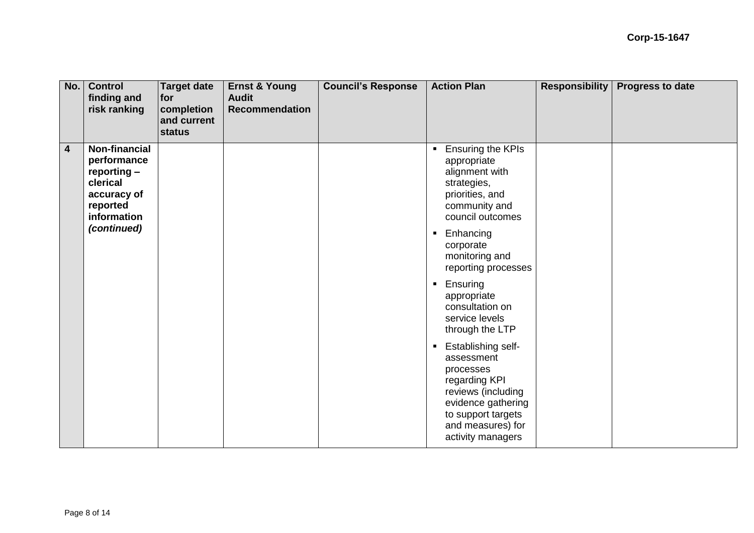| No. | Control finding and risk ranking | Target date for completion and current status | Ernst & Young Audit Recommendation | Council's Response | Action Plan | Responsibility | Progress to date |
|---|---|---|---|---|---|---|---|
| **4** | **Non-financial performance reporting – clerical accuracy of reported information *(continued)*** | | | | ▪ Ensuring the KPIs appropriate alignment with strategies, priorities, and community and council outcomes<br>▪ Enhancing corporate monitoring and reporting processes<br>▪ Ensuring appropriate consultation on service levels through the LTP<br>▪ Establishing self-assessment processes regarding KPI reviews (including evidence gathering to support targets and measures) for activity managers | | |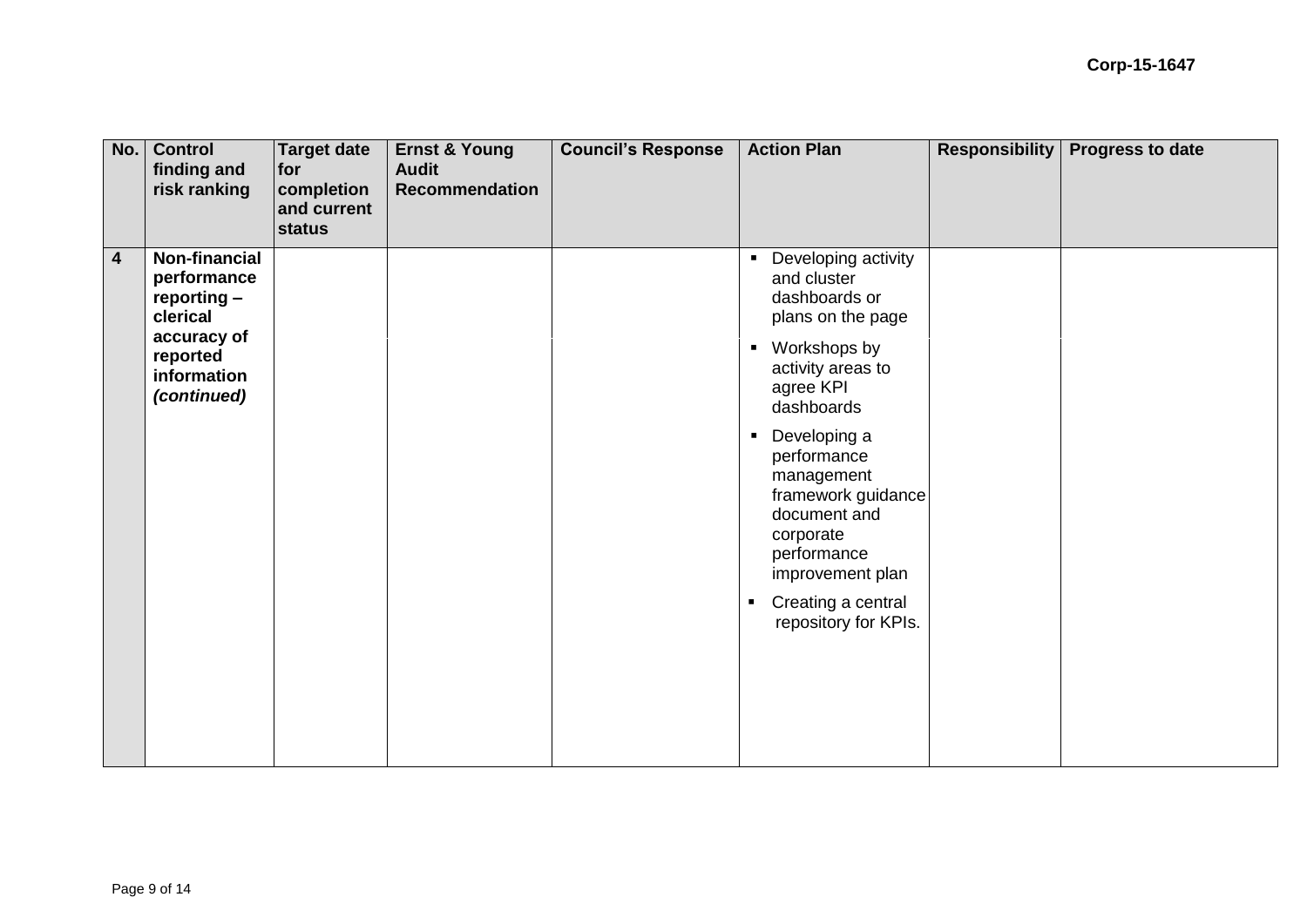Corp-15-1647

| No. | Control finding and risk ranking | Target date for completion and current status | Ernst & Young Audit Recommendation | Council's Response | Action Plan | Responsibility | Progress to date |
|---|---|---|---|---|---|---|---|
| **4** | **Non-financial performance reporting – clerical accuracy of reported information *(continued)*** | | | | ▪ Developing activity and cluster dashboards or plans on the page<br>▪ Workshops by activity areas to agree KPI dashboards<br>▪ Developing a performance management framework guidance document and corporate performance improvement plan<br>▪ Creating a central repository for KPIs. | | |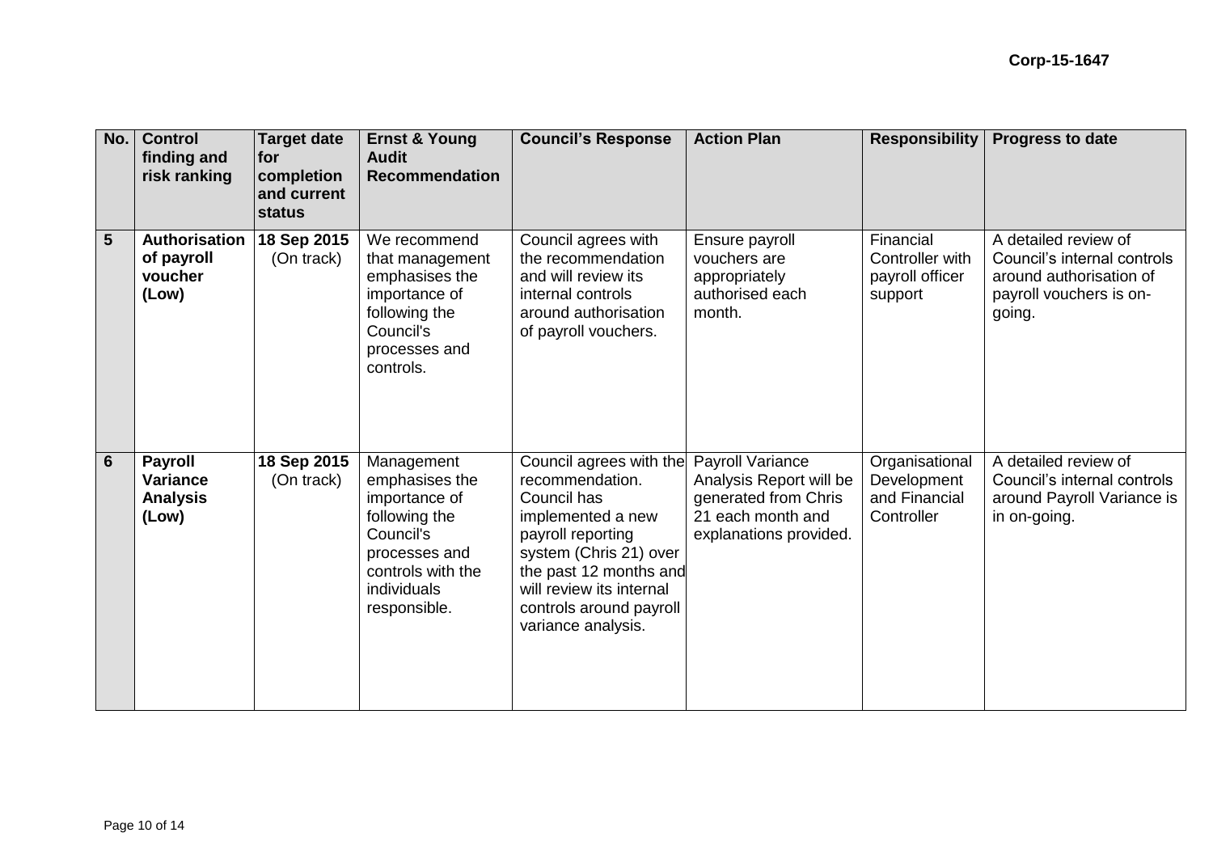| No. | Control finding and risk ranking | Target date for completion and current status | Ernst & Young Audit Recommendation | Council's Response | Action Plan | Responsibility | Progress to date |
|---|---|---|---|---|---|---|---|
| **5** | **Authorisation of payroll voucher (Low)** | **18 Sep 2015** (On track) | We recommend that management emphasises the importance of following the Council's processes and controls. | Council agrees with the recommendation and will review its internal controls around authorisation of payroll vouchers. | Ensure payroll vouchers are appropriately authorised each month. | Financial Controller with payroll officer support | A detailed review of Council's internal controls around authorisation of payroll vouchers is on-going. |
| **6** | **Payroll Variance Analysis (Low)** | **18 Sep 2015** (On track) | Management emphasises the importance of following the Council's processes and controls with the individuals responsible. | Council agrees with the recommendation. Council has implemented a new payroll reporting system (Chris 21) over the past 12 months and will review its internal controls around payroll variance analysis. | Payroll Variance Analysis Report will be generated from Chris 21 each month and explanations provided. | Organisational Development and Financial Controller | A detailed review of Council's internal controls around Payroll Variance is in on-going. |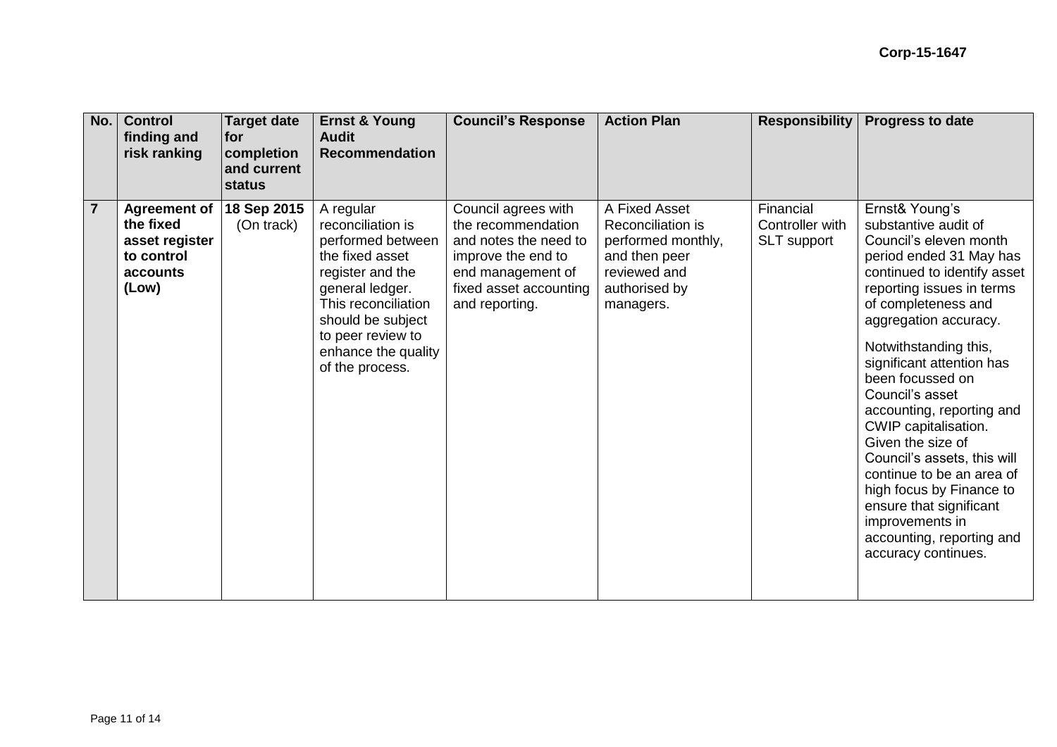| No. | Control finding and risk ranking | Target date for completion and current status | Ernst & Young Audit Recommendation | Council's Response | Action Plan | Responsibility | Progress to date |
|---|---|---|---|---|---|---|---|
| **7** | **Agreement of the fixed asset register to control accounts (Low)** | **18 Sep 2015** (On track) | A regular reconciliation is performed between the fixed asset register and the general ledger. This reconciliation should be subject to peer review to enhance the quality of the process. | Council agrees with the recommendation and notes the need to improve the end to end management of fixed asset accounting and reporting. | A Fixed Asset Reconciliation is performed monthly, and then peer reviewed and authorised by managers. | Financial Controller with SLT support | Ernst& Young's substantive audit of Council's eleven month period ended 31 May has continued to identify asset reporting issues in terms of completeness and aggregation accuracy.<br><br>Notwithstanding this, significant attention has been focussed on Council's asset accounting, reporting and CWIP capitalisation. Given the size of Council's assets, this will continue to be an area of high focus by Finance to ensure that significant improvements in accounting, reporting and accuracy continues. |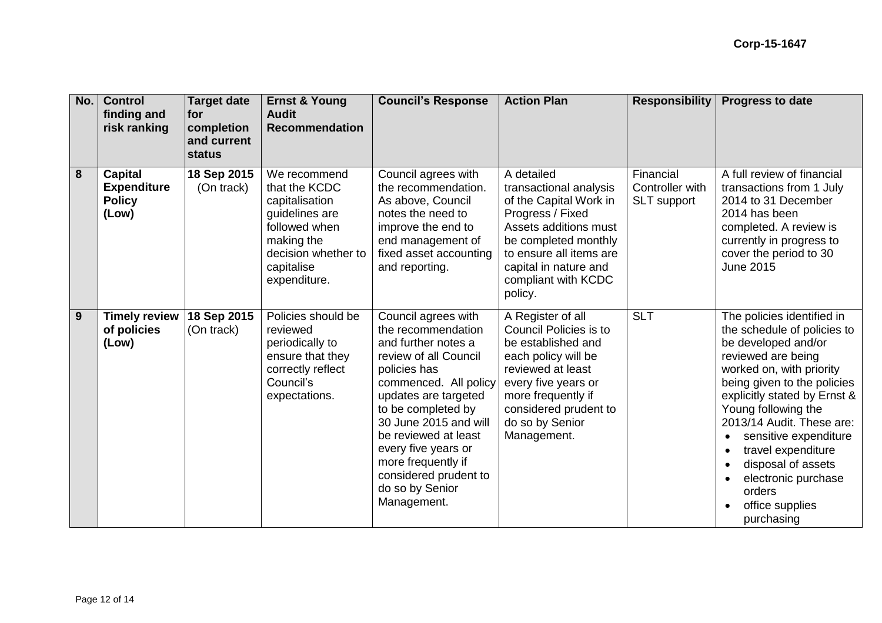Corp-15-1647

| No. | Control finding and risk ranking | Target date for completion and current status | Ernst & Young Audit Recommendation | Council's Response | Action Plan | Responsibility | Progress to date |
|---|---|---|---|---|---|---|---|
| **8** | **Capital Expenditure Policy (Low)** | **18 Sep 2015** (On track) | We recommend that the KCDC capitalisation guidelines are followed when making the decision whether to capitalise expenditure. | Council agrees with the recommendation. As above, Council notes the need to improve the end to end management of fixed asset accounting and reporting. | A detailed transactional analysis of the Capital Work in Progress / Fixed Assets additions must be completed monthly to ensure all items are capital in nature and compliant with KCDC policy. | Financial Controller with SLT support | A full review of financial transactions from 1 July 2014 to 31 December 2014 has been completed. A review is currently in progress to cover the period to 30 June 2015 |
| **9** | **Timely review of policies (Low)** | **18 Sep 2015** (On track) | Policies should be reviewed periodically to ensure that they correctly reflect Council's expectations. | Council agrees with the recommendation and further notes a review of all Council policies has commenced. All policy updates are targeted to be completed by 30 June 2015 and will be reviewed at least every five years or more frequently if considered prudent to do so by Senior Management. | A Register of all Council Policies is to be established and each policy will be reviewed at least every five years or more frequently if considered prudent to do so by Senior Management. | SLT | The policies identified in the schedule of policies to be developed and/or reviewed are being worked on, with priority being given to the policies explicitly stated by Ernst & Young following the 2013/14 Audit. These are: <br>• sensitive expenditure <br>• travel expenditure <br>• disposal of assets <br>• electronic purchase orders <br>• office supplies purchasing |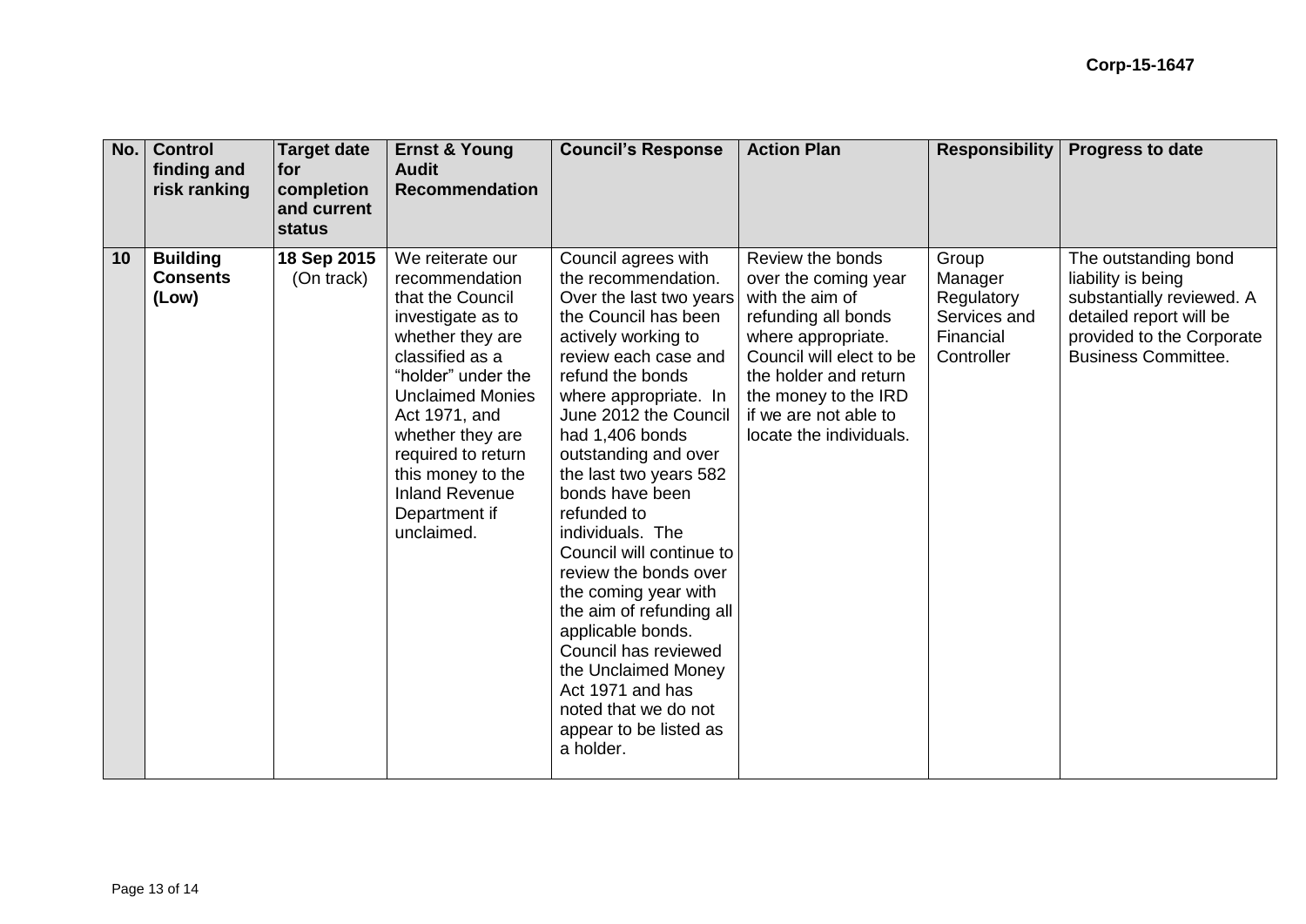| No. | Control finding and risk ranking | Target date for completion and current status | Ernst & Young Audit Recommendation | Council's Response | Action Plan | Responsibility | Progress to date |
|---|---|---|---|---|---|---|---|
| **10** | **Building Consents (Low)** | **18 Sep 2015** (On track) | We reiterate our recommendation that the Council investigate as to whether they are classified as a "holder" under the Unclaimed Monies Act 1971, and whether they are required to return this money to the Inland Revenue Department if unclaimed. | Council agrees with the recommendation. Over the last two years the Council has been actively working to review each case and refund the bonds where appropriate. In June 2012 the Council had 1,406 bonds outstanding and over the last two years 582 bonds have been refunded to individuals. The Council will continue to review the bonds over the coming year with the aim of refunding all applicable bonds. Council has reviewed the Unclaimed Money Act 1971 and has noted that we do not appear to be listed as a holder. | Review the bonds over the coming year with the aim of refunding all bonds where appropriate. Council will elect to be the holder and return the money to the IRD if we are not able to locate the individuals. | Group Manager Regulatory Services and Financial Controller | The outstanding bond liability is being substantially reviewed. A detailed report will be provided to the Corporate Business Committee. |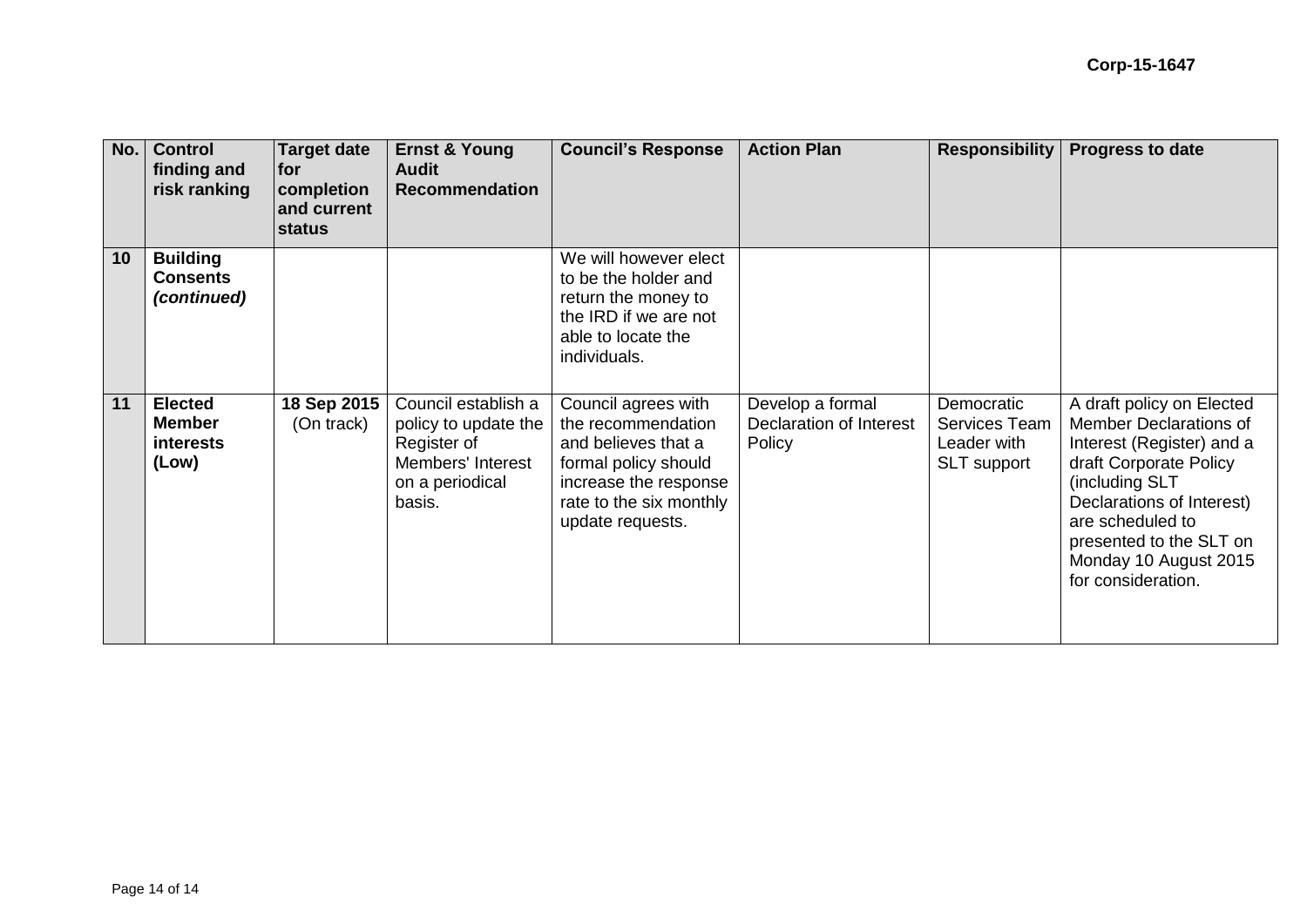| No. | Control finding and risk ranking | Target date for completion and current status | Ernst & Young Audit Recommendation | Council's Response | Action Plan | Responsibility | Progress to date |
|---|---|---|---|---|---|---|---|
| 10 | **Building Consents *(continued)*** | | | We will however elect to be the holder and return the money to the IRD if we are not able to locate the individuals. | | | |
| 11 | **Elected Member interests (Low)** | **18 Sep 2015** (On track) | Council establish a policy to update the Register of Members' Interest on a periodical basis. | Council agrees with the recommendation and believes that a formal policy should increase the response rate to the six monthly update requests. | Develop a formal Declaration of Interest Policy | Democratic Services Team Leader with SLT support | A draft policy on Elected Member Declarations of Interest (Register) and a draft Corporate Policy (including SLT Declarations of Interest) are scheduled to presented to the SLT on Monday 10 August 2015 for consideration. |